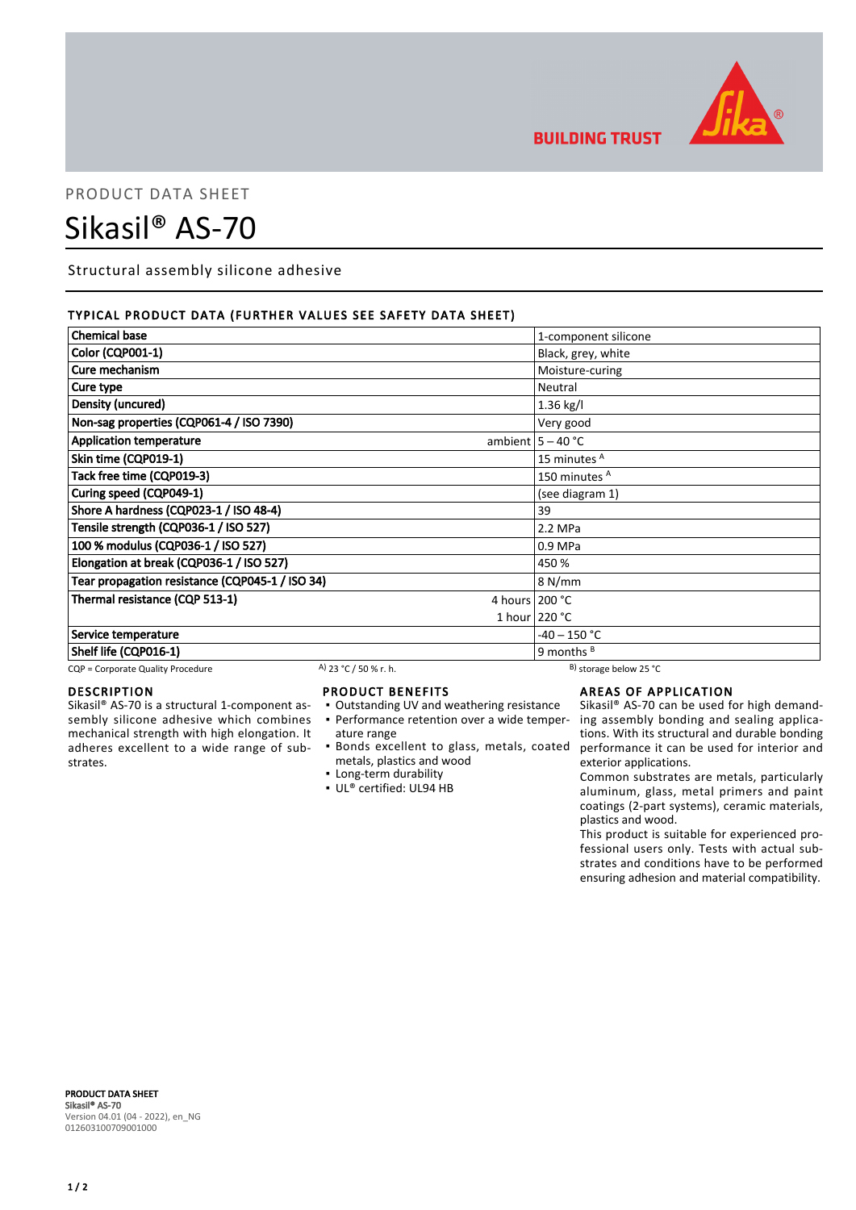BUILDING TRUST

PRODUCT DATA SHEET

# Sikasil® AS-70

Structural assembly silicone adhesive

## TYPICAL PRODUCT DATA (FURTHER VALUES SEE SAFETY DATA SHEET)

| Property | | Value |
|---|---|---|
| Chemical base | | 1-component silicone |
| Color (CQP001-1) | | Black, grey, white |
| Cure mechanism | | Moisture-curing |
| Cure type | | Neutral |
| Density (uncured) | | 1.36 kg/l |
| Non-sag properties (CQP061-4 / ISO 7390) | | Very good |
| Application temperature | ambient | 5 – 40 °C |
| Skin time (CQP019-1) | | 15 minutes [A] |
| Tack free time (CQP019-3) | | 150 minutes [A] |
| Curing speed (CQP049-1) | | (see diagram 1) |
| Shore A hardness (CQP023-1 / ISO 48-4) | | 39 |
| Tensile strength (CQP036-1 / ISO 527) | | 2.2 MPa |
| 100 % modulus (CQP036-1 / ISO 527) | | 0.9 MPa |
| Elongation at break (CQP036-1 / ISO 527) | | 450 % |
| Tear propagation resistance (CQP045-1 / ISO 34) | | 8 N/mm |
| Thermal resistance (CQP 513-1) | 4 hours | 200 °C |
| | 1 hour | 220 °C |
| Service temperature | | -40 – 150 °C |
| Shelf life (CQP016-1) | | 9 months [B] |

CQP = Corporate Quality Procedure A) 23 °C / 50 % r. h. B) storage below 25 °C

## DESCRIPTION

Sikasil® AS-70 is a structural 1-component assembly silicone adhesive which combines mechanical strength with high elongation. It adheres excellent to a wide range of substrates.

## PRODUCT BENEFITS

- Outstanding UV and weathering resistance
- Performance retention over a wide temperature range
- Bonds excellent to glass, metals, coated metals, plastics and wood
- Long-term durability
- UL® certified: UL94 HB

## AREAS OF APPLICATION

Sikasil® AS-70 can be used for high demanding assembly bonding and sealing applications. With its structural and durable bonding performance it can be used for interior and exterior applications.

Common substrates are metals, particularly aluminum, glass, metal primers and paint coatings (2-part systems), ceramic materials, plastics and wood.

This product is suitable for experienced professional users only. Tests with actual substrates and conditions have to be performed ensuring adhesion and material compatibility.

**PRODUCT DATA SHEET**
**Sikasil® AS-70**
Version 04.01 (04 - 2022), en_NG
012603100709001000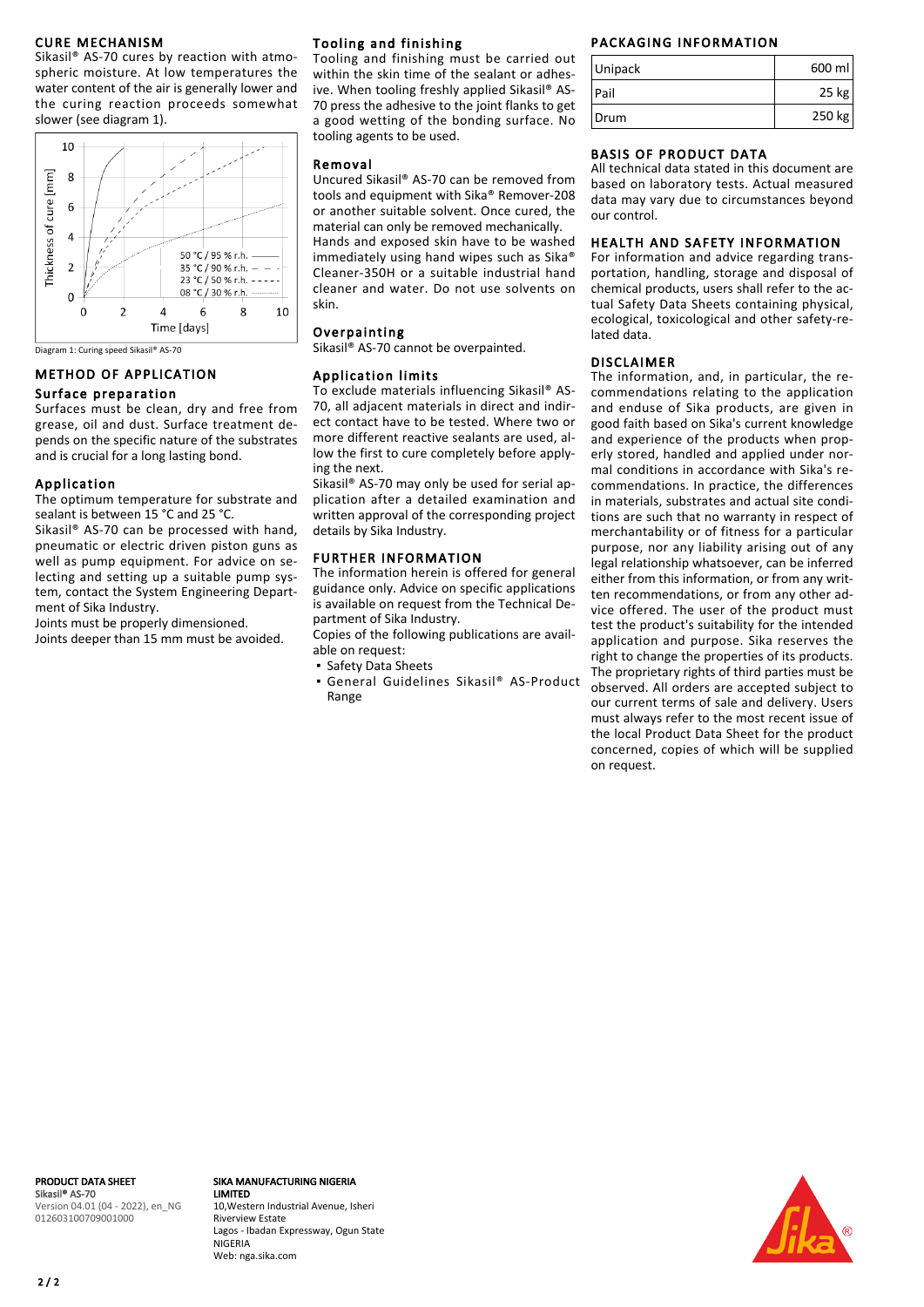## CURE MECHANISM

Sikasil® AS-70 cures by reaction with atmospheric moisture. At low temperatures the water content of the air is generally lower and the curing reaction proceeds somewhat slower (see diagram 1).

Thickness of cure [mm]
10
8
6
4
2
0
0 2 4 6 8 10
Time [days]
50 °C / 95 % r.h.
35 °C / 90 % r.h.
23 °C / 50 % r.h.
08 °C / 30 % r.h.

Diagram 1: Curing speed Sikasil® AS-70

## METHOD OF APPLICATION

### Surface preparation

Surfaces must be clean, dry and free from grease, oil and dust. Surface treatment depends on the specific nature of the substrates and is crucial for a long lasting bond.

### Application

The optimum temperature for substrate and sealant is between 15 °C and 25 °C.

Sikasil® AS-70 can be processed with hand, pneumatic or electric driven piston guns as well as pump equipment. For advice on selecting and setting up a suitable pump system, contact the System Engineering Department of Sika Industry.

Joints must be properly dimensioned.

Joints deeper than 15 mm must be avoided.

### Tooling and finishing

Tooling and finishing must be carried out within the skin time of the sealant or adhesive. When tooling freshly applied Sikasil® AS-70 press the adhesive to the joint flanks to get a good wetting of the bonding surface. No tooling agents to be used.

### Removal

Uncured Sikasil® AS-70 can be removed from tools and equipment with Sika® Remover-208 or another suitable solvent. Once cured, the material can only be removed mechanically.

Hands and exposed skin have to be washed immediately using hand wipes such as Sika® Cleaner-350H or a suitable industrial hand cleaner and water. Do not use solvents on skin.

### Overpainting

Sikasil® AS-70 cannot be overpainted.

### Application limits

To exclude materials influencing Sikasil® AS-70, all adjacent materials in direct and indirect contact have to be tested. Where two or more different reactive sealants are used, allow the first to cure completely before applying the next.

Sikasil® AS-70 may only be used for serial application after a detailed examination and written approval of the corresponding project details by Sika Industry.

## FURTHER INFORMATION

The information herein is offered for general guidance only. Advice on specific applications is available on request from the Technical Department of Sika Industry.

Copies of the following publications are available on request:

- Safety Data Sheets
- General Guidelines Sikasil® AS-Product Range

## PACKAGING INFORMATION

| | |
|---|---|
| Unipack | 600 ml |
| Pail | 25 kg |
| Drum | 250 kg |

## BASIS OF PRODUCT DATA

All technical data stated in this document are based on laboratory tests. Actual measured data may vary due to circumstances beyond our control.

## HEALTH AND SAFETY INFORMATION

For information and advice regarding transportation, handling, storage and disposal of chemical products, users shall refer to the actual Safety Data Sheets containing physical, ecological, toxicological and other safety-related data.

## DISCLAIMER

The information, and, in particular, the recommendations relating to the application and enduse of Sika products, are given in good faith based on Sika's current knowledge and experience of the products when properly stored, handled and applied under normal conditions in accordance with Sika's recommendations. In practice, the differences in materials, substrates and actual site conditions are such that no warranty in respect of merchantability or of fitness for a particular purpose, nor any liability arising out of any legal relationship whatsoever, can be inferred either from this information, or from any written recommendations, or from any other advice offered. The user of the product must test the product's suitability for the intended application and purpose. Sika reserves the right to change the properties of its products. The proprietary rights of third parties must be observed. All orders are accepted subject to our current terms of sale and delivery. Users must always refer to the most recent issue of the local Product Data Sheet for the product concerned, copies of which will be supplied on request.

**PRODUCT DATA SHEET**
**Sikasil® AS-70**
Version 04.01 (04 - 2022), en_NG
012603100709001000

**SIKA MANUFACTURING NIGERIA LIMITED**
10,Western Industrial Avenue, Isheri
Riverview Estate
Lagos - Ibadan Expressway, Ogun State
NIGERIA
Web: nga.sika.com